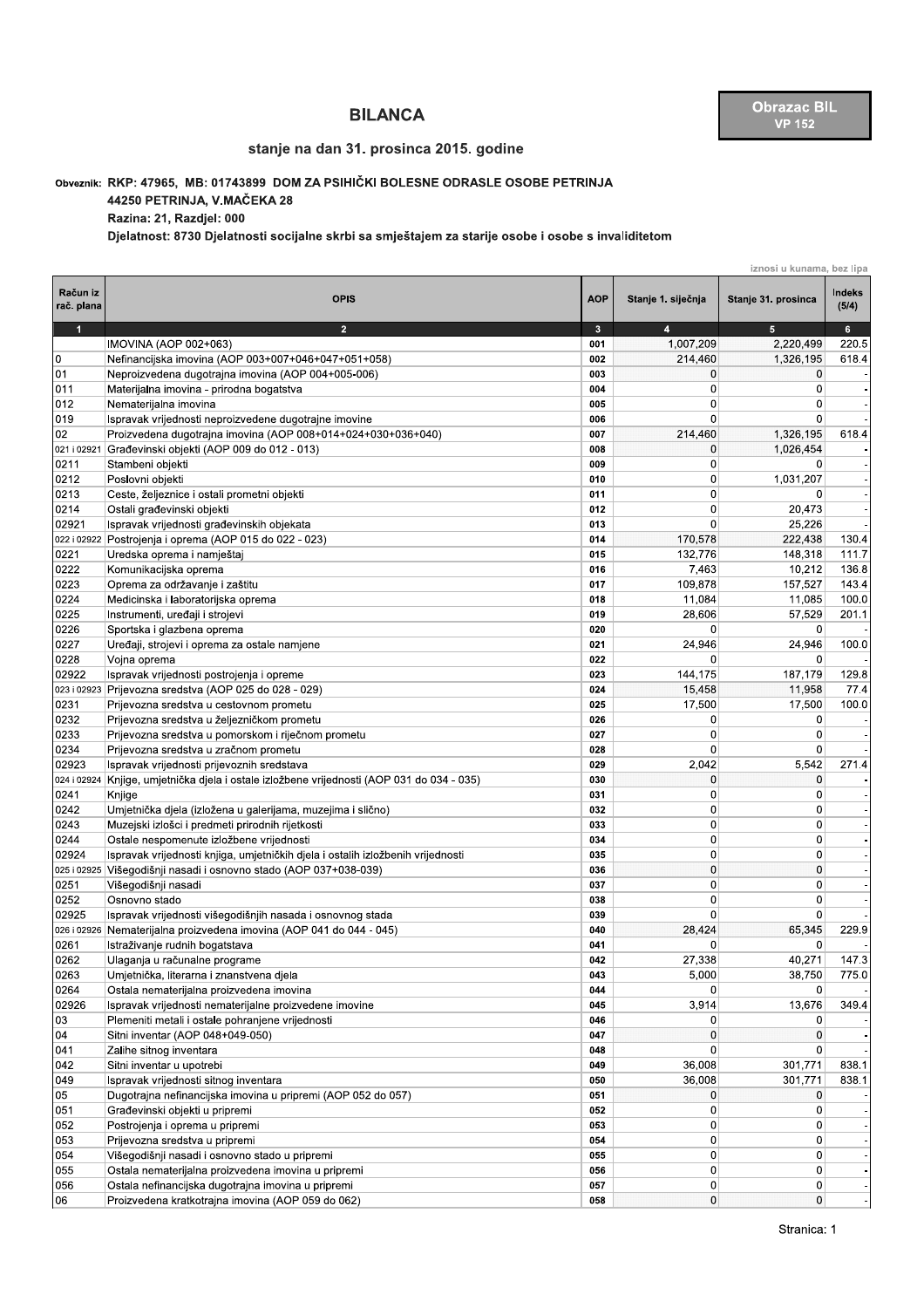# BILANCA

**Obrazac BIL**
**VP 152**

## stanje na dan 31. prosinca 2015. godine

**Obveznik: RKP: 47965, MB: 01743899 DOM ZA PSIHIČKI BOLESNE ODRASLE OSOBE PETRINJA**
**44250 PETRINJA, V.MAČEKA 28**
**Razina: 21, Razdjel: 000**
**Djelatnost: 8730 Djelatnosti socijalne skrbi sa smještajem za starije osobe i osobe s invaliditetom**

iznosi u kunama, bez lipa

| Račun iz rač. plana | OPIS | AOP | Stanje 1. siječnja | Stanje 31. prosinca | Indeks (5/4) |
|---|---|---|---|---|---|
| 1 | 2 | 3 | 4 | 5 | 6 |
| | IMOVINA (AOP 002+063) | 001 | 1,007,209 | 2,220,499 | 220.5 |
| 0 | Nefinancijska imovina (AOP 003+007+046+047+051+058) | 002 | 214,460 | 1,326,195 | 618.4 |
| 01 | Neproizvedena dugotrajna imovina (AOP 004+005-006) | 003 | 0 | 0 | - |
| 011 | Materijalna imovina - prirodna bogatstva | 004 | 0 | 0 | - |
| 012 | Nematerijalna imovina | 005 | 0 | 0 | - |
| 019 | Ispravak vrijednosti neproizvedene dugotrajne imovine | 006 | 0 | 0 | - |
| 02 | Proizvedena dugotrajna imovina (AOP 008+014+024+030+036+040) | 007 | 214,460 | 1,326,195 | 618.4 |
| 021 i 02921 | Građevinski objekti (AOP 009 do 012 - 013) | 008 | 0 | 1,026,454 | - |
| 0211 | Stambeni objekti | 009 | 0 | 0 | - |
| 0212 | Poslovni objekti | 010 | 0 | 1,031,207 | - |
| 0213 | Ceste, željeznice i ostali prometni objekti | 011 | 0 | 0 | - |
| 0214 | Ostali građevinski objekti | 012 | 0 | 20,473 | - |
| 02921 | Ispravak vrijednosti građevinskih objekata | 013 | 0 | 25,226 | - |
| 022 i 02922 | Postrojenja i oprema (AOP 015 do 022 - 023) | 014 | 170,578 | 222,438 | 130.4 |
| 0221 | Uredska oprema i namještaj | 015 | 132,776 | 148,318 | 111.7 |
| 0222 | Komunikacijska oprema | 016 | 7,463 | 10,212 | 136.8 |
| 0223 | Oprema za održavanje i zaštitu | 017 | 109,878 | 157,527 | 143.4 |
| 0224 | Medicinska i laboratorijska oprema | 018 | 11,084 | 11,085 | 100.0 |
| 0225 | Instrumenti, uređaji i strojevi | 019 | 28,606 | 57,529 | 201.1 |
| 0226 | Sportska i glazbena oprema | 020 | 0 | 0 | - |
| 0227 | Uređaji, strojevi i oprema za ostale namjene | 021 | 24,946 | 24,946 | 100.0 |
| 0228 | Vojna oprema | 022 | 0 | 0 | - |
| 02922 | Ispravak vrijednosti postrojenja i opreme | 023 | 144,175 | 187,179 | 129.8 |
| 023 i 02923 | Prijevozna sredstva (AOP 025 do 028 - 029) | 024 | 15,458 | 11,958 | 77.4 |
| 0231 | Prijevozna sredstva u cestovnom prometu | 025 | 17,500 | 17,500 | 100.0 |
| 0232 | Prijevozna sredstva u željezničkom prometu | 026 | 0 | 0 | - |
| 0233 | Prijevozna sredstva u pomorskom i riječnom prometu | 027 | 0 | 0 | - |
| 0234 | Prijevozna sredstva u zračnom prometu | 028 | 0 | 0 | - |
| 02923 | Ispravak vrijednosti prijevoznih sredstava | 029 | 2,042 | 5,542 | 271.4 |
| 024 i 02924 | Knjige, umjetnička djela i ostale izložbene vrijednosti (AOP 031 do 034 - 035) | 030 | 0 | 0 | - |
| 0241 | Knjige | 031 | 0 | 0 | - |
| 0242 | Umjetnička djela (izložena u galerijama, muzejima i slično) | 032 | 0 | 0 | - |
| 0243 | Muzejski izlošci i predmeti prirodnih rijetkosti | 033 | 0 | 0 | - |
| 0244 | Ostale nespomenute izložbene vrijednosti | 034 | 0 | 0 | - |
| 02924 | Ispravak vrijednosti knjiga, umjetničkih djela i ostalih izložbenih vrijednosti | 035 | 0 | 0 | - |
| 025 i 02925 | Višegodišnji nasadi i osnovno stado (AOP 037+038-039) | 036 | 0 | 0 | - |
| 0251 | Višegodišnji nasadi | 037 | 0 | 0 | - |
| 0252 | Osnovno stado | 038 | 0 | 0 | - |
| 02925 | Ispravak vrijednosti višegodišnjih nasada i osnovnog stada | 039 | 0 | 0 | - |
| 026 i 02926 | Nematerijalna proizvedena imovina (AOP 041 do 044 - 045) | 040 | 28,424 | 65,345 | 229.9 |
| 0261 | Istraživanje rudnih bogatstava | 041 | 0 | 0 | - |
| 0262 | Ulaganja u računalne programe | 042 | 27,338 | 40,271 | 147.3 |
| 0263 | Umjetnička, literarna i znanstvena djela | 043 | 5,000 | 38,750 | 775.0 |
| 0264 | Ostala nematerijalna proizvedena imovina | 044 | 0 | 0 | - |
| 02926 | Ispravak vrijednosti nematerijalne proizvedene imovine | 045 | 3,914 | 13,676 | 349.4 |
| 03 | Plemeniti metali i ostale pohranjene vrijednosti | 046 | 0 | 0 | - |
| 04 | Sitni inventar (AOP 048+049-050) | 047 | 0 | 0 | - |
| 041 | Zalihe sitnog inventara | 048 | 0 | 0 | - |
| 042 | Sitni inventar u upotrebi | 049 | 36,008 | 301,771 | 838.1 |
| 049 | Ispravak vrijednosti sitnog inventara | 050 | 36,008 | 301,771 | 838.1 |
| 05 | Dugotrajna nefinancijska imovina u pripremi (AOP 052 do 057) | 051 | 0 | 0 | - |
| 051 | Građevinski objekti u pripremi | 052 | 0 | 0 | - |
| 052 | Postrojenja i oprema u pripremi | 053 | 0 | 0 | - |
| 053 | Prijevozna sredstva u pripremi | 054 | 0 | 0 | - |
| 054 | Višegodišnji nasadi i osnovno stado u pripremi | 055 | 0 | 0 | - |
| 055 | Ostala nematerijalna proizvedena imovina u pripremi | 056 | 0 | 0 | - |
| 056 | Ostala nefinancijska dugotrajna imovina u pripremi | 057 | 0 | 0 | - |
| 06 | Proizvedena kratkotrajna imovina (AOP 059 do 062) | 058 | 0 | 0 | - |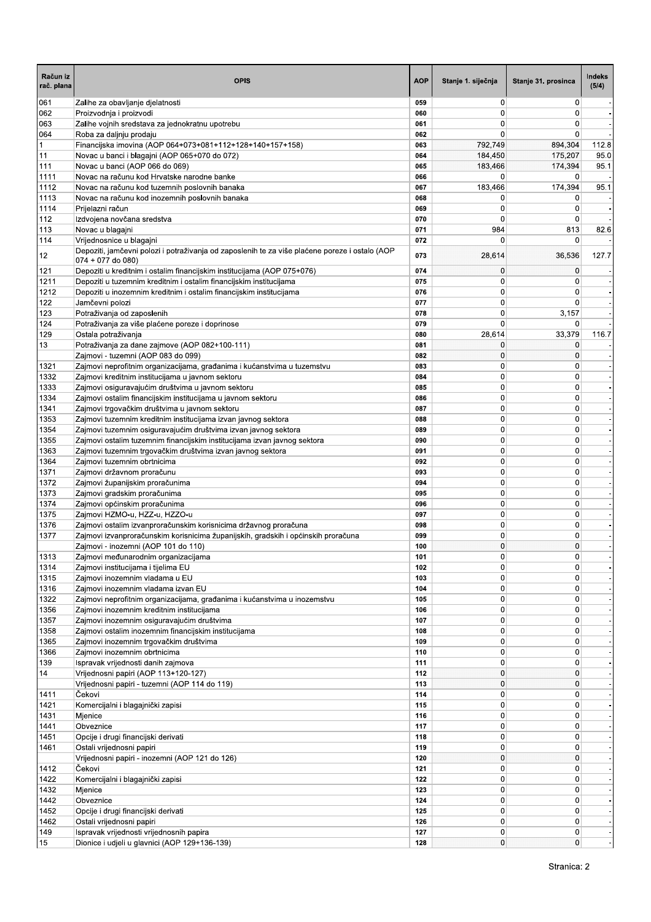| Račun iz rač. plana | OPIS | AOP | Stanje 1. siječnja | Stanje 31. prosinca | Indeks (5/4) |
|---|---|---|---|---|---|
| 061 | Zalihe za obavljanje djelatnosti | 059 | 0 | 0 | - |
| 062 | Proizvodnja i proizvodi | 060 | 0 | 0 | - |
| 063 | Zalihe vojnih sredstava za jednokratnu upotrebu | 061 | 0 | 0 | - |
| 064 | Roba za daljnju prodaju | 062 | 0 | 0 | - |
| 1 | Financijska imovina (AOP 064+073+081+112+128+140+157+158) | 063 | 792,749 | 894,304 | 112.8 |
| 11 | Novac u banci i blagajni (AOP 065+070 do 072) | 064 | 184,450 | 175,207 | 95.0 |
| 111 | Novac u banci (AOP 066 do 069) | 065 | 183,466 | 174,394 | 95.1 |
| 1111 | Novac na računu kod Hrvatske narodne banke | 066 | 0 | 0 | - |
| 1112 | Novac na računu kod tuzemnih poslovnih banaka | 067 | 183,466 | 174,394 | 95.1 |
| 1113 | Novac na računu kod inozemnih poslovnih banaka | 068 | 0 | 0 | - |
| 1114 | Prijelazni račun | 069 | 0 | 0 | - |
| 112 | Izdvojena novčana sredstva | 070 | 0 | 0 | - |
| 113 | Novac u blagajni | 071 | 984 | 813 | 82.6 |
| 114 | Vrijednosnice u blagajni | 072 | 0 | 0 | - |
| 12 | Depoziti, jamčevni polozi i potraživanja od zaposlenih te za više plaćene poreze i ostalo (AOP 074 + 077 do 080) | 073 | 28,614 | 36,536 | 127.7 |
| 121 | Depoziti u kreditnim i ostalim financijskim institucijama (AOP 075+076) | 074 | 0 | 0 | - |
| 1211 | Depoziti u tuzemnim kreditnim i ostalim financijskim institucijama | 075 | 0 | 0 | - |
| 1212 | Depoziti u inozemnim kreditnim i ostalim financijskim institucijama | 076 | 0 | 0 | - |
| 122 | Jamčevni polozi | 077 | 0 | 0 | - |
| 123 | Potraživanja od zaposlenih | 078 | 0 | 3,157 | - |
| 124 | Potraživanja za više plaćene poreze i doprinose | 079 | 0 | 0 | - |
| 129 | Ostala potraživanja | 080 | 28,614 | 33,379 | 116.7 |
| 13 | Potraživanja za dane zajmove (AOP 082+100-111) | 081 | 0 | 0 | - |
| | Zajmovi - tuzemni (AOP 083 do 099) | 082 | 0 | 0 | - |
| 1321 | Zajmovi neprofitnim organizacijama, građanima i kućanstvima u tuzemstvu | 083 | 0 | 0 | - |
| 1332 | Zajmovi kreditnim institucijama u javnom sektoru | 084 | 0 | 0 | - |
| 1333 | Zajmovi osiguravajućim društvima u javnom sektoru | 085 | 0 | 0 | - |
| 1334 | Zajmovi ostalim financijskim institucijama u javnom sektoru | 086 | 0 | 0 | - |
| 1341 | Zajmovi trgovačkim društvima u javnom sektoru | 087 | 0 | 0 | - |
| 1353 | Zajmovi tuzemnim kreditnim institucijama izvan javnog sektora | 088 | 0 | 0 | - |
| 1354 | Zajmovi tuzemnim osiguravajućim društvima izvan javnog sektora | 089 | 0 | 0 | - |
| 1355 | Zajmovi ostalim tuzemnim financijskim institucijama izvan javnog sektora | 090 | 0 | 0 | - |
| 1363 | Zajmovi tuzemnim trgovačkim društvima izvan javnog sektora | 091 | 0 | 0 | - |
| 1364 | Zajmovi tuzemnim obrtnicima | 092 | 0 | 0 | - |
| 1371 | Zajmovi državnom proračunu | 093 | 0 | 0 | - |
| 1372 | Zajmovi županijskim proračunima | 094 | 0 | 0 | - |
| 1373 | Zajmovi gradskim proračunima | 095 | 0 | 0 | - |
| 1374 | Zajmovi općinskim proračunima | 096 | 0 | 0 | - |
| 1375 | Zajmovi HZMO-u, HZZ-u, HZZO-u | 097 | 0 | 0 | - |
| 1376 | Zajmovi ostalim izvanproračunskim korisnicima državnog proračuna | 098 | 0 | 0 | - |
| 1377 | Zajmovi izvanproračunskim korisnicima županijskih, gradskih i općinskih proračuna | 099 | 0 | 0 | - |
| | Zajmovi - inozemni (AOP 101 do 110) | 100 | 0 | 0 | - |
| 1313 | Zajmovi međunarodnim organizacijama | 101 | 0 | 0 | - |
| 1314 | Zajmovi institucijama i tijelima EU | 102 | 0 | 0 | - |
| 1315 | Zajmovi inozemnim vladama u EU | 103 | 0 | 0 | - |
| 1316 | Zajmovi inozemnim vladama izvan EU | 104 | 0 | 0 | - |
| 1322 | Zajmovi neprofitnim organizacijama, građanima i kućanstvima u inozemstvu | 105 | 0 | 0 | - |
| 1356 | Zajmovi inozemnim kreditnim institucijama | 106 | 0 | 0 | - |
| 1357 | Zajmovi inozemnim osiguravajućim društvima | 107 | 0 | 0 | - |
| 1358 | Zajmovi ostalim inozemnim financijskim institucijama | 108 | 0 | 0 | - |
| 1365 | Zajmovi inozemnim trgovačkim društvima | 109 | 0 | 0 | - |
| 1366 | Zajmovi inozemnim obrtnicima | 110 | 0 | 0 | - |
| 139 | Ispravak vrijednosti danih zajmova | 111 | 0 | 0 | - |
| 14 | Vrijednosni papiri (AOP 113+120-127) | 112 | 0 | 0 | - |
| | Vrijednosni papiri - tuzemni (AOP 114 do 119) | 113 | 0 | 0 | - |
| 1411 | Čekovi | 114 | 0 | 0 | - |
| 1421 | Komercijalni i blagajnički zapisi | 115 | 0 | 0 | - |
| 1431 | Mjenice | 116 | 0 | 0 | - |
| 1441 | Obveznice | 117 | 0 | 0 | - |
| 1451 | Opcije i drugi financijski derivati | 118 | 0 | 0 | - |
| 1461 | Ostali vrijednosni papiri | 119 | 0 | 0 | - |
| | Vrijednosni papiri - inozemni (AOP 121 do 126) | 120 | 0 | 0 | - |
| 1412 | Čekovi | 121 | 0 | 0 | - |
| 1422 | Komercijalni i blagajnički zapisi | 122 | 0 | 0 | - |
| 1432 | Mjenice | 123 | 0 | 0 | - |
| 1442 | Obveznice | 124 | 0 | 0 | - |
| 1452 | Opcije i drugi financijski derivati | 125 | 0 | 0 | - |
| 1462 | Ostali vrijednosni papiri | 126 | 0 | 0 | - |
| 149 | Ispravak vrijednosti vrijednosnih papira | 127 | 0 | 0 | - |
| 15 | Dionice i udjeli u glavnici (AOP 129+136-139) | 128 | 0 | 0 | - |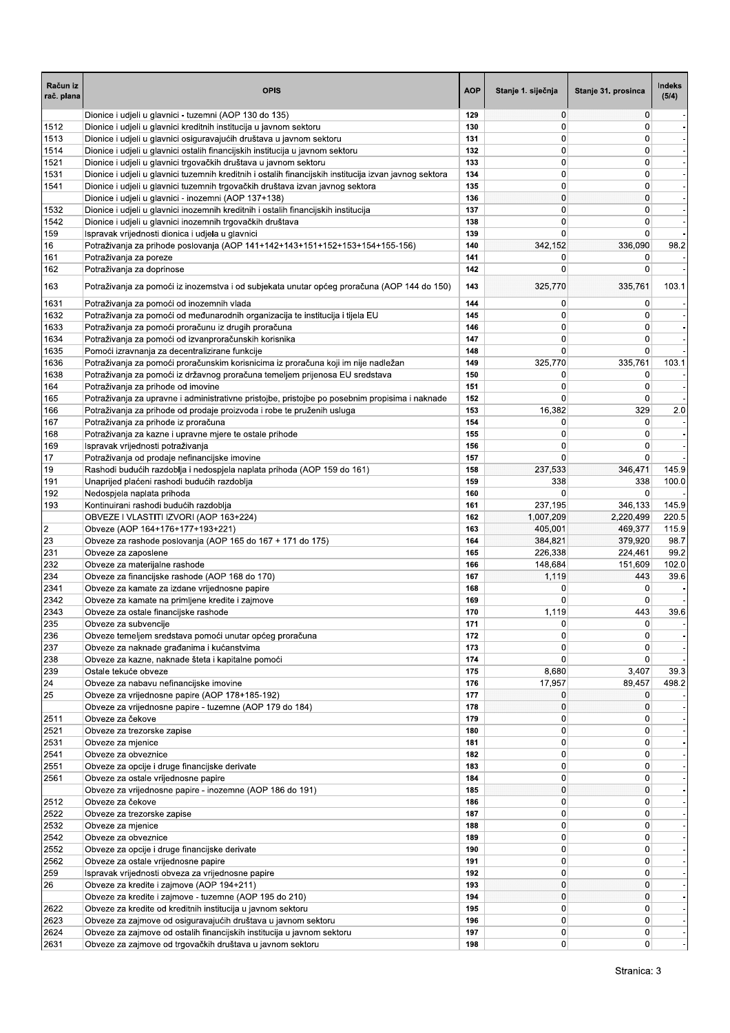| Račun iz rač. plana | OPIS | AOP | Stanje 1. siječnja | Stanje 31. prosinca | Indeks (5/4) |
|---|---|---|---|---|---|
| | Dionice i udjeli u glavnici - tuzemni (AOP 130 do 135) | 129 | 0 | 0 | - |
| 1512 | Dionice i udjeli u glavnici kreditnih institucija u javnom sektoru | 130 | 0 | 0 | - |
| 1513 | Dionice i udjeli u glavnici osiguravajućih društava u javnom sektoru | 131 | 0 | 0 | - |
| 1514 | Dionice i udjeli u glavnici ostalih financijskih institucija u javnom sektoru | 132 | 0 | 0 | - |
| 1521 | Dionice i udjeli u glavnici trgovačkih društava u javnom sektoru | 133 | 0 | 0 | - |
| 1531 | Dionice i udjeli u glavnici tuzemnih kreditnih i ostalih financijskih institucija izvan javnog sektora | 134 | 0 | 0 | - |
| 1541 | Dionice i udjeli u glavnici tuzemnih trgovačkih društava izvan javnog sektora | 135 | 0 | 0 | - |
| | Dionice i udjeli u glavnici - inozemni (AOP 137+138) | 136 | 0 | 0 | - |
| 1532 | Dionice i udjeli u glavnici inozemnih kreditnih i ostalih financijskih institucija | 137 | 0 | 0 | - |
| 1542 | Dionice i udjeli u glavnici inozemnih trgovačkih društava | 138 | 0 | 0 | - |
| 159 | Ispravak vrijednosti dionica i udjela u glavnici | 139 | 0 | 0 | - |
| 16 | Potraživanja za prihode poslovanja (AOP 141+142+143+151+152+153+154+155-156) | 140 | 342,152 | 336,090 | 98.2 |
| 161 | Potraživanja za poreze | 141 | 0 | 0 | - |
| 162 | Potraživanja za doprinose | 142 | 0 | 0 | - |
| 163 | Potraživanja za pomoći iz inozemstva i od subjekata unutar općeg proračuna (AOP 144 do 150) | 143 | 325,770 | 335,761 | 103.1 |
| 1631 | Potraživanja za pomoći od inozemnih vlada | 144 | 0 | 0 | - |
| 1632 | Potraživanja za pomoći od međunarodnih organizacija te institucija i tijela EU | 145 | 0 | 0 | - |
| 1633 | Potraživanja za pomoći proračunu iz drugih proračuna | 146 | 0 | 0 | - |
| 1634 | Potraživanja za pomoći od izvanproračunskih korisnika | 147 | 0 | 0 | - |
| 1635 | Pomoći izravnanja za decentralizirane funkcije | 148 | 0 | 0 | - |
| 1636 | Potraživanja za pomoći proračunskim korisnicima iz proračuna koji im nije nadležan | 149 | 325,770 | 335,761 | 103.1 |
| 1638 | Potraživanja za pomoći iz državnog proračuna temeljem prijenosa EU sredstava | 150 | 0 | 0 | - |
| 164 | Potraživanja za prihode od imovine | 151 | 0 | 0 | - |
| 165 | Potraživanja za upravne i administrativne pristojbe, pristojbe po posebnim propisima i naknade | 152 | 0 | 0 | - |
| 166 | Potraživanja za prihode od prodaje proizvoda i robe te pruženih usluga | 153 | 16,382 | 329 | 2.0 |
| 167 | Potraživanja za prihode iz proračuna | 154 | 0 | 0 | - |
| 168 | Potraživanja za kazne i upravne mjere te ostale prihode | 155 | 0 | 0 | - |
| 169 | Ispravak vrijednosti potraživanja | 156 | 0 | 0 | - |
| 17 | Potraživanja od prodaje nefinancijske imovine | 157 | 0 | 0 | - |
| 19 | Rashodi budućih razdoblja i nedospjela naplata prihoda (AOP 159 do 161) | 158 | 237,533 | 346,471 | 145.9 |
| 191 | Unaprijed plaćeni rashodi budućih razdoblja | 159 | 338 | 338 | 100.0 |
| 192 | Nedospjela naplata prihoda | 160 | 0 | 0 | - |
| 193 | Kontinuirani rashodi budućih razdoblja | 161 | 237,195 | 346,133 | 145.9 |
| | OBVEZE I VLASTITI IZVORI (AOP 163+224) | 162 | 1,007,209 | 2,220,499 | 220.5 |
| 2 | Obveze (AOP 164+176+177+193+221) | 163 | 405,001 | 469,377 | 115.9 |
| 23 | Obveze za rashode poslovanja (AOP 165 do 167 + 171 do 175) | 164 | 384,821 | 379,920 | 98.7 |
| 231 | Obveze za zaposlene | 165 | 226,338 | 224,461 | 99.2 |
| 232 | Obveze za materijalne rashode | 166 | 148,684 | 151,609 | 102.0 |
| 234 | Obveze za financijske rashode (AOP 168 do 170) | 167 | 1,119 | 443 | 39.6 |
| 2341 | Obveze za kamate za izdane vrijednosne papire | 168 | 0 | 0 | - |
| 2342 | Obveze za kamate na primljene kredite i zajmove | 169 | 0 | 0 | - |
| 2343 | Obveze za ostale financijske rashode | 170 | 1,119 | 443 | 39.6 |
| 235 | Obveze za subvencije | 171 | 0 | 0 | - |
| 236 | Obveze temeljem sredstava pomoći unutar općeg proračuna | 172 | 0 | 0 | - |
| 237 | Obveze za naknade građanima i kućanstvima | 173 | 0 | 0 | - |
| 238 | Obveze za kazne, naknade šteta i kapitalne pomoći | 174 | 0 | 0 | - |
| 239 | Ostale tekuće obveze | 175 | 8,680 | 3,407 | 39.3 |
| 24 | Obveze za nabavu nefinancijske imovine | 176 | 17,957 | 89,457 | 498.2 |
| 25 | Obveze za vrijednosne papire (AOP 178+185-192) | 177 | 0 | 0 | - |
| | Obveze za vrijednosne papire - tuzemne (AOP 179 do 184) | 178 | 0 | 0 | - |
| 2511 | Obveze za čekove | 179 | 0 | 0 | - |
| 2521 | Obveze za trezorske zapise | 180 | 0 | 0 | - |
| 2531 | Obveze za mjenice | 181 | 0 | 0 | - |
| 2541 | Obveze za obveznice | 182 | 0 | 0 | - |
| 2551 | Obveze za opcije i druge financijske derivate | 183 | 0 | 0 | - |
| 2561 | Obveze za ostale vrijednosne papire | 184 | 0 | 0 | - |
| | Obveze za vrijednosne papire - inozemne (AOP 186 do 191) | 185 | 0 | 0 | - |
| 2512 | Obveze za čekove | 186 | 0 | 0 | - |
| 2522 | Obveze za trezorske zapise | 187 | 0 | 0 | - |
| 2532 | Obveze za mjenice | 188 | 0 | 0 | - |
| 2542 | Obveze za obveznice | 189 | 0 | 0 | - |
| 2552 | Obveze za opcije i druge financijske derivate | 190 | 0 | 0 | - |
| 2562 | Obveze za ostale vrijednosne papire | 191 | 0 | 0 | - |
| 259 | Ispravak vrijednosti obveza za vrijednosne papire | 192 | 0 | 0 | - |
| 26 | Obveze za kredite i zajmove (AOP 194+211) | 193 | 0 | 0 | - |
| | Obveze za kredite i zajmove - tuzemne (AOP 195 do 210) | 194 | 0 | 0 | - |
| 2622 | Obveze za kredite od kreditnih institucija u javnom sektoru | 195 | 0 | 0 | - |
| 2623 | Obveze za zajmove od osiguravajućih društava u javnom sektoru | 196 | 0 | 0 | - |
| 2624 | Obveze za zajmove od ostalih financijskih institucija u javnom sektoru | 197 | 0 | 0 | - |
| 2631 | Obveze za zajmove od trgovačkih društava u javnom sektoru | 198 | 0 | 0 | - |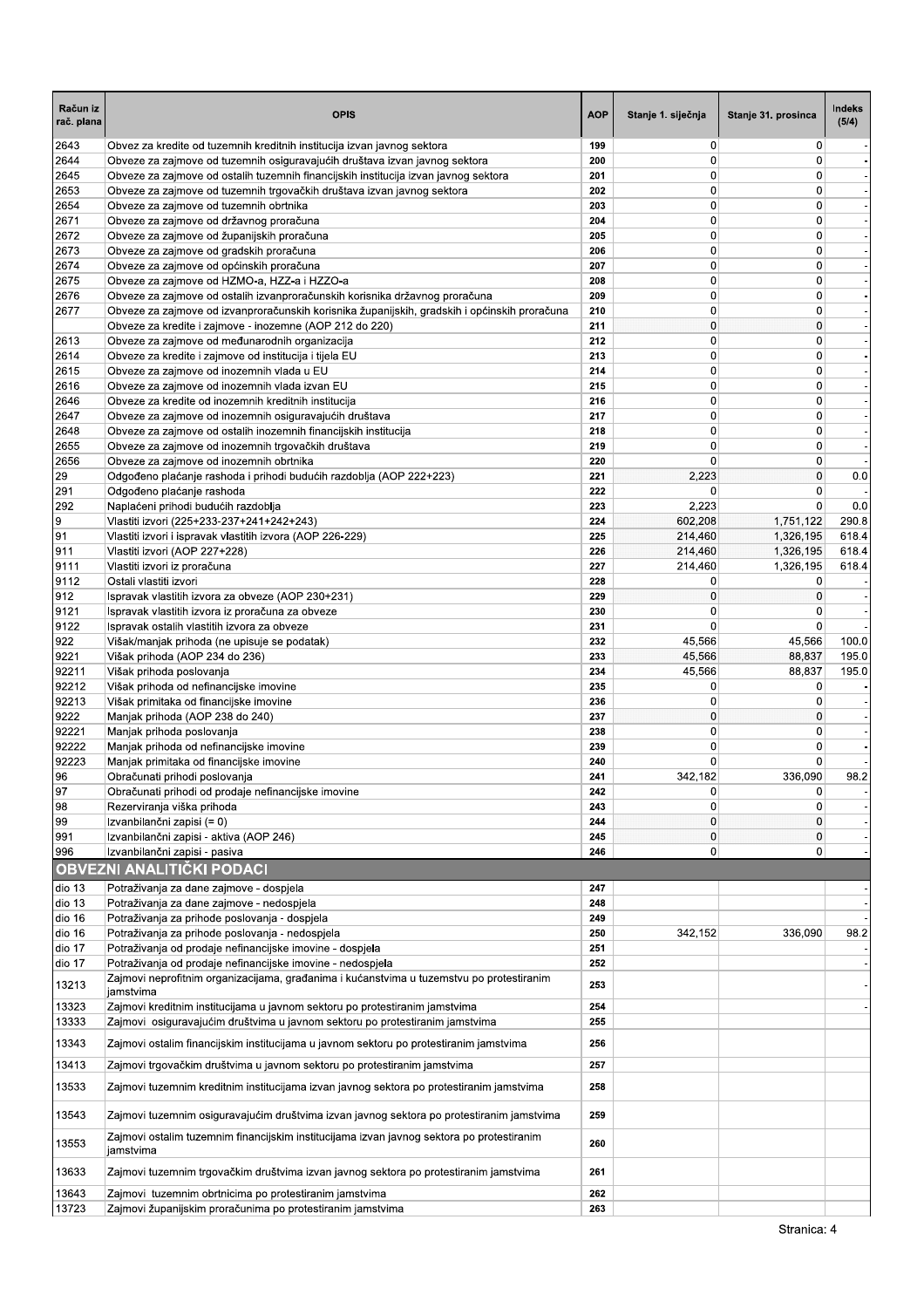| Račun iz rač. plana | OPIS | AOP | Stanje 1. siječnja | Stanje 31. prosinca | Indeks (5/4) |
|---|---|---|---|---|---|
| 2643 | Obvez za kredite od tuzemnih kreditnih institucija izvan javnog sektora | 199 | 0 | 0 | - |
| 2644 | Obveze za zajmove od tuzemnih osiguravajućih društava izvan javnog sektora | 200 | 0 | 0 | - |
| 2645 | Obveze za zajmove od ostalih tuzemnih financijskih institucija izvan javnog sektora | 201 | 0 | 0 | - |
| 2653 | Obveze za zajmove od tuzemnih trgovačkih društava izvan javnog sektora | 202 | 0 | 0 | - |
| 2654 | Obveze za zajmove od tuzemnih obrtnika | 203 | 0 | 0 | - |
| 2671 | Obveze za zajmove od državnog proračuna | 204 | 0 | 0 | - |
| 2672 | Obveze za zajmove od županijskih proračuna | 205 | 0 | 0 | - |
| 2673 | Obveze za zajmove od gradskih proračuna | 206 | 0 | 0 | - |
| 2674 | Obveze za zajmove od općinskih proračuna | 207 | 0 | 0 | - |
| 2675 | Obveze za zajmove od HZMO-a, HZZ-a i HZZO-a | 208 | 0 | 0 | - |
| 2676 | Obveze za zajmove od ostalih izvanproračunskih korisnika državnog proračuna | 209 | 0 | 0 | - |
| 2677 | Obveze za zajmove od izvanproračunskih korisnika županijskih, gradskih i općinskih proračuna | 210 | 0 | 0 | - |
| | Obveze za kredite i zajmove - inozemne (AOP 212 do 220) | 211 | 0 | 0 | - |
| 2613 | Obveze za zajmove od međunarodnih organizacija | 212 | 0 | 0 | - |
| 2614 | Obveze za kredite i zajmove od institucija i tijela EU | 213 | 0 | 0 | - |
| 2615 | Obveze za zajmove od inozemnih vlada u EU | 214 | 0 | 0 | - |
| 2616 | Obveze za zajmove od inozemnih vlada izvan EU | 215 | 0 | 0 | - |
| 2646 | Obveze za kredite od inozemnih kreditnih institucija | 216 | 0 | 0 | - |
| 2647 | Obveze za zajmove od inozemnih osiguravajućih društava | 217 | 0 | 0 | - |
| 2648 | Obveze za zajmove od ostalih inozemnih financijskih institucija | 218 | 0 | 0 | - |
| 2655 | Obveze za zajmove od inozemnih trgovačkih društava | 219 | 0 | 0 | - |
| 2656 | Obveze za zajmove od inozemnih obrtnika | 220 | 0 | 0 | - |
| 29 | Odgođeno plaćanje rashoda i prihodi budućih razdoblja (AOP 222+223) | 221 | 2,223 | 0 | 0.0 |
| 291 | Odgođeno plaćanje rashoda | 222 | 0 | 0 | - |
| 292 | Naplaćeni prihodi budućih razdoblja | 223 | 2,223 | 0 | 0.0 |
| 9 | Vlastiti izvori (225+233-237+241+242+243) | 224 | 602,208 | 1,751,122 | 290.8 |
| 91 | Vlastiti izvori i ispravak vlastitih izvora (AOP 226-229) | 225 | 214,460 | 1,326,195 | 618.4 |
| 911 | Vlastiti izvori (AOP 227+228) | 226 | 214,460 | 1,326,195 | 618.4 |
| 9111 | Vlastiti izvori iz proračuna | 227 | 214,460 | 1,326,195 | 618.4 |
| 9112 | Ostali vlastiti izvori | 228 | 0 | 0 | - |
| 912 | Ispravak vlastitih izvora za obveze (AOP 230+231) | 229 | 0 | 0 | - |
| 9121 | Ispravak vlastitih izvora iz proračuna za obveze | 230 | 0 | 0 | - |
| 9122 | Ispravak ostalih vlastitih izvora za obveze | 231 | 0 | 0 | - |
| 922 | Višak/manjak prihoda (ne upisuje se podatak) | 232 | 45,566 | 45,566 | 100.0 |
| 9221 | Višak prihoda (AOP 234 do 236) | 233 | 45,566 | 88,837 | 195.0 |
| 92211 | Višak prihoda poslovanja | 234 | 45,566 | 88,837 | 195.0 |
| 92212 | Višak prihoda od nefinancijske imovine | 235 | 0 | 0 | - |
| 92213 | Višak primitaka od financijske imovine | 236 | 0 | 0 | - |
| 9222 | Manjak prihoda (AOP 238 do 240) | 237 | 0 | 0 | - |
| 92221 | Manjak prihoda poslovanja | 238 | 0 | 0 | - |
| 92222 | Manjak prihoda od nefinancijske imovine | 239 | 0 | 0 | - |
| 92223 | Manjak primitaka od financijske imovine | 240 | 0 | 0 | - |
| 96 | Obračunati prihodi poslovanja | 241 | 342,182 | 336,090 | 98.2 |
| 97 | Obračunati prihodi od prodaje nefinancijske imovine | 242 | 0 | 0 | - |
| 98 | Rezerviranja viška prihoda | 243 | 0 | 0 | - |
| 99 | Izvanbilančni zapisi (= 0) | 244 | 0 | 0 | - |
| 991 | Izvanbilančni zapisi - aktiva (AOP 246) | 245 | 0 | 0 | - |
| 996 | Izvanbilančni zapisi - pasiva | 246 | 0 | 0 | - |
| **OBVEZNI ANALITIČKI PODACI** | | | | | |
| dio 13 | Potraživanja za dane zajmove - dospjela | 247 | | | - |
| dio 13 | Potraživanja za dane zajmove - nedospjela | 248 | | | - |
| dio 16 | Potraživanja za prihode poslovanja - dospjela | 249 | | | - |
| dio 16 | Potraživanja za prihode poslovanja - nedospjela | 250 | 342,152 | 336,090 | 98.2 |
| dio 17 | Potraživanja od prodaje nefinancijske imovine - dospjela | 251 | | | - |
| dio 17 | Potraživanja od prodaje nefinancijske imovine - nedospjela | 252 | | | - |
| 13213 | Zajmovi neprofitnim organizacijama, građanima i kućanstvima u tuzemstvu po protestiranim jamstvima | 253 | | | - |
| 13323 | Zajmovi kreditnim institucijama u javnom sektoru po protestiranim jamstvima | 254 | | | - |
| 13333 | Zajmovi osiguravajućim društvima u javnom sektoru po protestiranim jamstvima | 255 | | | |
| 13343 | Zajmovi ostalim financijskim institucijama u javnom sektoru po protestiranim jamstvima | 256 | | | |
| 13413 | Zajmovi trgovačkim društvima u javnom sektoru po protestiranim jamstvima | 257 | | | |
| 13533 | Zajmovi tuzemnim kreditnim institucijama izvan javnog sektora po protestiranim jamstvima | 258 | | | |
| 13543 | Zajmovi tuzemnim osiguravajućim društvima izvan javnog sektora po protestiranim jamstvima | 259 | | | |
| 13553 | Zajmovi ostalim tuzemnim financijskim institucijama izvan javnog sektora po protestiranim jamstvima | 260 | | | |
| 13633 | Zajmovi tuzemnim trgovačkim društvima izvan javnog sektora po protestiranim jamstvima | 261 | | | |
| 13643 | Zajmovi tuzemnim obrtnicima po protestiranim jamstvima | 262 | | | |
| 13723 | Zajmovi županijskim proračunima po protestiranim jamstvima | 263 | | | |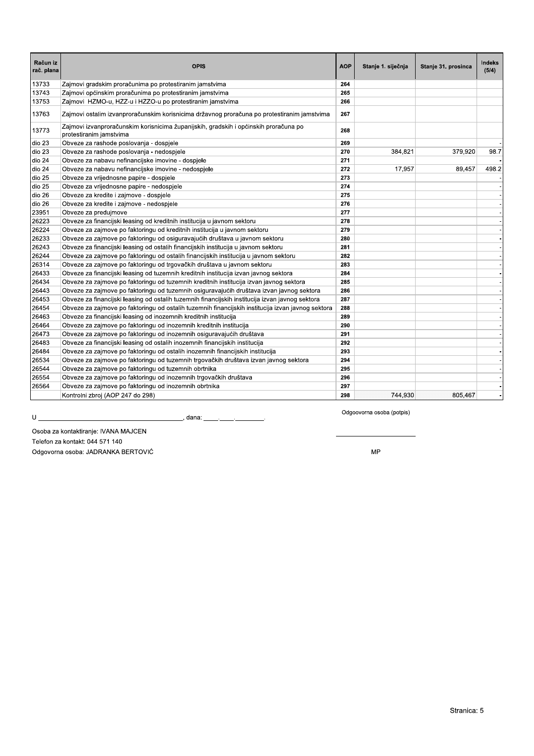| Račun iz rač. plana | OPIS | AOP | Stanje 1. siječnja | Stanje 31. prosinca | Indeks (5/4) |
|---|---|---|---|---|---|
| 13733 | Zajmovi gradskim proračunima po protestiranim jamstvima | 264 | | | |
| 13743 | Zajmovi općinskim proračunima po protestiranim jamstvima | 265 | | | |
| 13753 | Zajmovi HZMO-u, HZZ-u i HZZO-u po protestiranim jamstvima | 266 | | | |
| 13763 | Zajmovi ostalim izvanproračunskim korisnicima državnog proračuna po protestiranim jamstvima | 267 | | | |
| 13773 | Zajmovi izvanproračunskim korisnicima županijskih, gradskih i općinskih proračuna po protestiranim jamstvima | 268 | | | |
| dio 23 | Obveze za rashode poslovanja - dospjele | 269 | | | - |
| dio 23 | Obveze za rashode poslovanja - nedospjele | 270 | 384,821 | 379,920 | 98.7 |
| dio 24 | Obveze za nabavu nefinancijske imovine - dospjele | 271 | | | - |
| dio 24 | Obveze za nabavu nefinancijske imovine - nedospjele | 272 | 17,957 | 89,457 | 498.2 |
| dio 25 | Obveze za vrijednosne papire - dospjele | 273 | | | - |
| dio 25 | Obveze za vrijednosne papire - nedospjele | 274 | | | - |
| dio 26 | Obveze za kredite i zajmove - dospjele | 275 | | | - |
| dio 26 | Obveze za kredite i zajmove - nedospjele | 276 | | | - |
| 23951 | Obveze za predujmove | 277 | | | - |
| 26223 | Obveze za financijski leasing od kreditnih institucija u javnom sektoru | 278 | | | - |
| 26224 | Obveze za zajmove po faktoringu od kreditnih institucija u javnom sektoru | 279 | | | - |
| 26233 | Obveze za zajmove po faktoringu od osiguravajućih društava u javnom sektoru | 280 | | | - |
| 26243 | Obveze za financijski leasing od ostalih financijskih institucija u javnom sektoru | 281 | | | - |
| 26244 | Obveze za zajmove po faktoringu od ostalih financijskih institucija u javnom sektoru | 282 | | | - |
| 26314 | Obveze za zajmove po faktoringu od trgovačkih društava u javnom sektoru | 283 | | | - |
| 26433 | Obveze za financijski leasing od tuzemnih kreditnih institucija izvan javnog sektora | 284 | | | - |
| 26434 | Obveze za zajmove po faktoringu od tuzemnih kreditnih institucija izvan javnog sektora | 285 | | | - |
| 26443 | Obveze za zajmove po faktoringu od tuzemnih osiguravajućih društava izvan javnog sektora | 286 | | | - |
| 26453 | Obveze za financijski leasing od ostalih tuzemnih financijskih institucija izvan javnog sektora | 287 | | | - |
| 26454 | Obveze za zajmove po faktoringu od ostalih tuzemnih financijskih institucija izvan javnog sektora | 288 | | | - |
| 26463 | Obveze za financijski leasing od inozemnih kreditnih institucija | 289 | | | - |
| 26464 | Obveze za zajmove po faktoringu od inozemnih kreditnih institucija | 290 | | | - |
| 26473 | Obveze za zajmove po faktoringu od inozemnih osiguravajućih društava | 291 | | | - |
| 26483 | Obveze za financijski leasing od ostalih inozemnih financijskih institucija | 292 | | | - |
| 26484 | Obveze za zajmove po faktoringu od ostalih inozemnih financijskih institucija | 293 | | | - |
| 26534 | Obveze za zajmove po faktoringu od tuzemnih trgovačkih društava izvan javnog sektora | 294 | | | - |
| 26544 | Obveze za zajmove po faktoringu od tuzemnih obrtnika | 295 | | | - |
| 26554 | Obveze za zajmove po faktoringu od inozemnih trgovačkih društava | 296 | | | - |
| 26564 | Obveze za zajmove po faktoringu od inozemnih obrtnika | 297 | | | - |
| | Kontrolni zbroj (AOP 247 do 298) | 298 | 744,930 | 805,467 | - |

U ________________________________________, dana: ____.____.________.

Odgoovorna osoba (potpis)

Osoba za kontaktiranje: IVANA MAJCEN

Telefon za kontakt: 044 571 140

Odgovorna osoba: JADRANKA BERTOVIĆ

MP